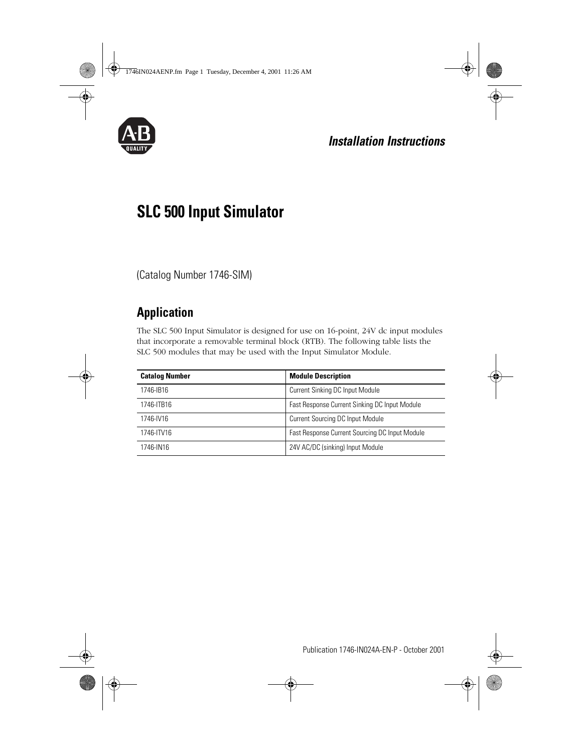*Installation Instructions*

# SLC 500 Input Simulator

(Catalog Number 1746-SIM)

## Application

The SLC 500 Input Simulator is designed for use on 16-point, 24V dc input modules that incorporate a removable terminal block (RTB). The following table lists the SLC 500 modules that may be used with the Input Simulator Module.

| Catalog Number | Module Description |
| --- | --- |
| 1746-IB16 | Current Sinking DC Input Module |
| 1746-ITB16 | Fast Response Current Sinking DC Input Module |
| 1746-IV16 | Current Sourcing DC Input Module |
| 1746-ITV16 | Fast Response Current Sourcing DC Input Module |
| 1746-IN16 | 24V AC/DC (sinking) Input Module |

Publication 1746-IN024A-EN-P - October 2001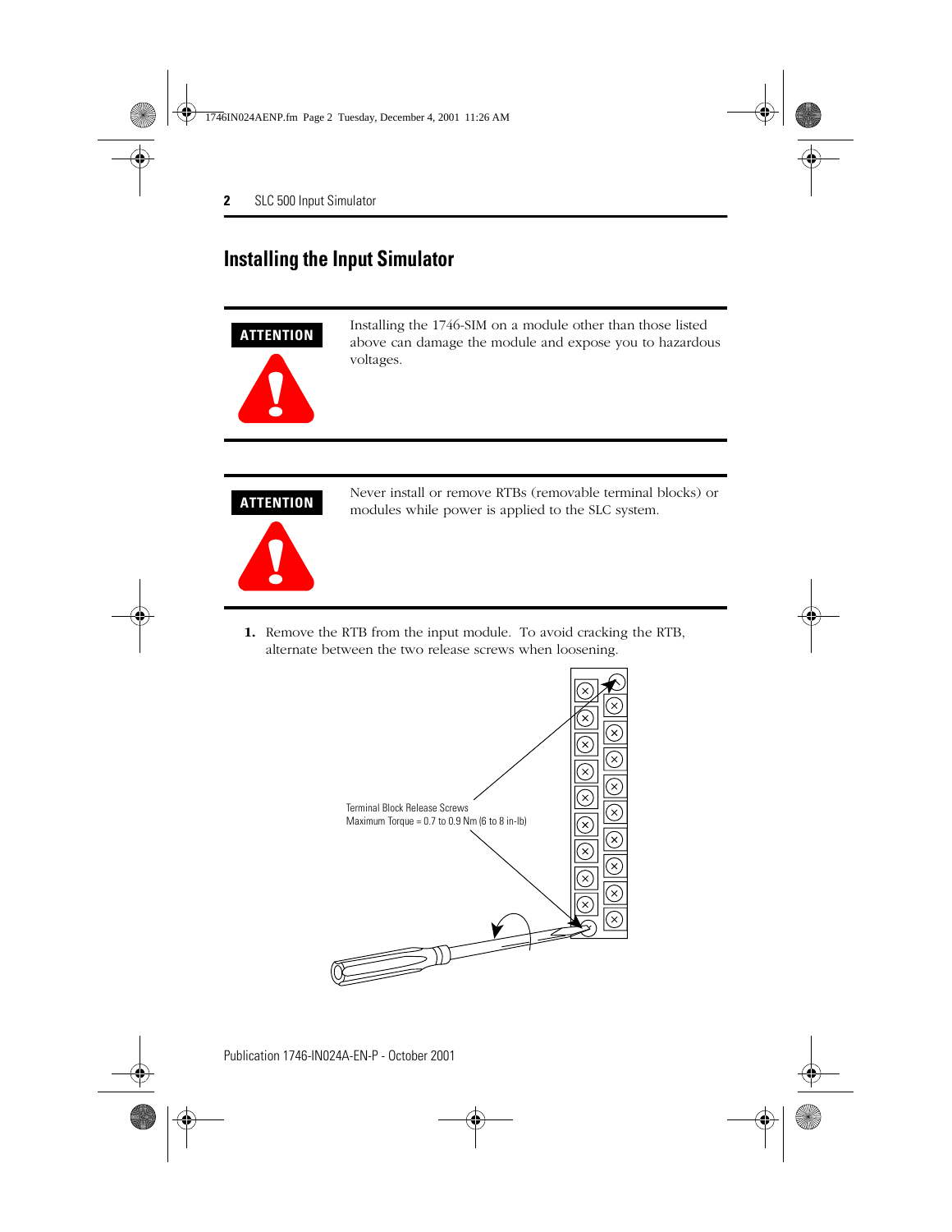## Installing the Input Simulator

**ATTENTION**

Installing the 1746-SIM on a module other than those listed above can damage the module and expose you to hazardous voltages.

**ATTENTION**

Never install or remove RTBs (removable terminal blocks) or modules while power is applied to the SLC system.

**1.** Remove the RTB from the input module. To avoid cracking the RTB, alternate between the two release screws when loosening.

Terminal Block Release Screws
Maximum Torque = 0.7 to 0.9 Nm (6 to 8 in-lb)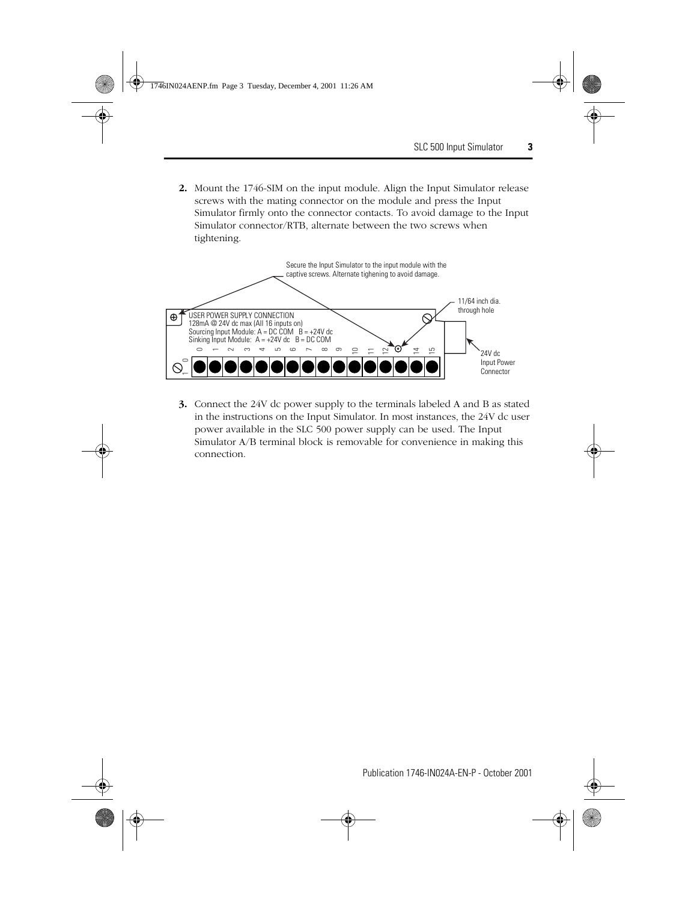2. Mount the 1746-SIM on the input module. Align the Input Simulator release screws with the mating connector on the module and press the Input Simulator firmly onto the connector contacts. To avoid damage to the Input Simulator connector/RTB, alternate between the two screws when tightening.

Secure the Input Simulator to the input module with the captive screws. Alternate tighening to avoid damage.

11/64 inch dia. through hole

USER POWER SUPPLY CONNECTION
128mA @ 24V dc max (All 16 inputs on)
Sourcing Input Module: A = DC COM B = +24V dc
Sinking Input Module: A = +24V dc B = DC COM

0 1 2 3 4 5 6 7 8 9 10 11 12 14 15

24V dc Input Power Connector

3. Connect the 24V dc power supply to the terminals labeled A and B as stated in the instructions on the Input Simulator. In most instances, the 24V dc user power available in the SLC 500 power supply can be used. The Input Simulator A/B terminal block is removable for convenience in making this connection.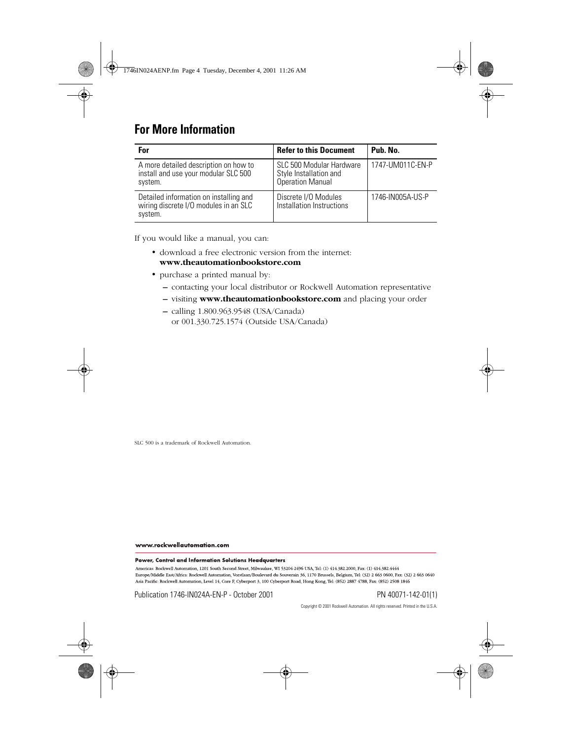## For More Information

| For | Refer to this Document | Pub. No. |
|---|---|---|
| A more detailed description on how to install and use your modular SLC 500 system. | SLC 500 Modular Hardware Style Installation and Operation Manual | 1747-UM011C-EN-P |
| Detailed information on installing and wiring discrete I/O modules in an SLC system. | Discrete I/O Modules Installation Instructions | 1746-IN005A-US-P |

If you would like a manual, you can:

- download a free electronic version from the internet: **www.theautomationbookstore.com**
- purchase a printed manual by:
  - contacting your local distributor or Rockwell Automation representative
  - visiting **www.theautomationbookstore.com** and placing your order
  - calling 1.800.963.9548 (USA/Canada) or 001.330.725.1574 (Outside USA/Canada)

SLC 500 is a trademark of Rockwell Automation.

**www.rockwellautomation.com**

**Power, Control and Information Solutions Headquarters**

Americas: Rockwell Automation, 1201 South Second Street, Milwaukee, WI 53204-2496 USA, Tel: (1) 414.382.2000, Fax: (1) 414.382.4444
Europe/Middle East/Africa: Rockwell Automation, Vorstlaan/Boulevard du Souverain 36, 1170 Brussels, Belgium, Tel: (32) 2 663 0600, Fax: (32) 2 663 0640
Asia Pacific: Rockwell Automation, Level 14, Core F, Cyberport 3, 100 Cyberport Road, Hong Kong, Tel: (852) 2887 4788, Fax: (852) 2508 1846

Publication 1746-IN024A-EN-P - October 2001 PN 40071-142-01(1)

Copyright © 2001 Rockwell Automation. All rights reserved. Printed in the U.S.A.